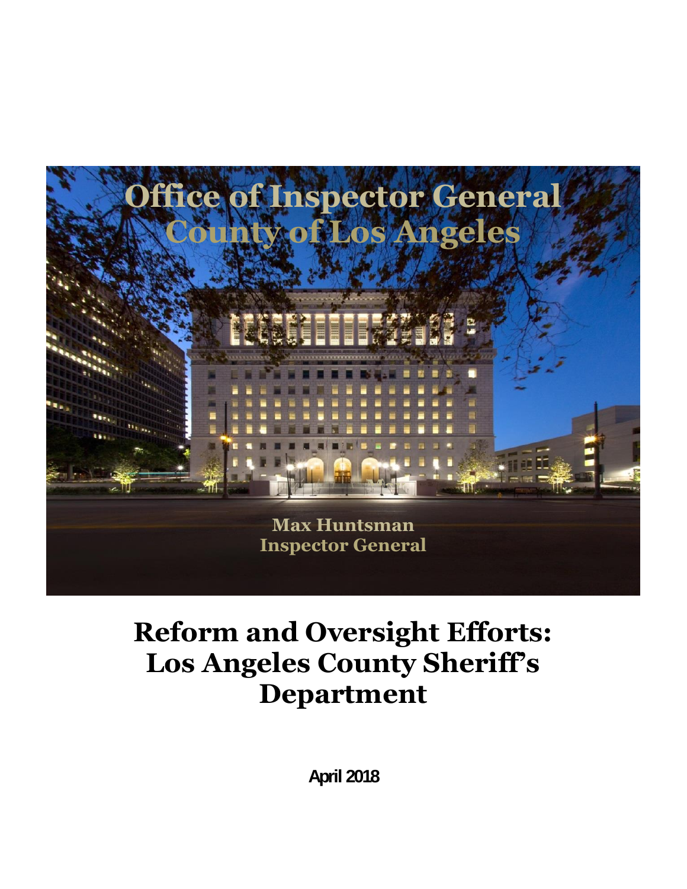Office of Inspector General
County of Los Angeles

Max Huntsman
Inspector General

# Reform and Oversight Efforts: Los Angeles County Sheriff's Department

**April 2018**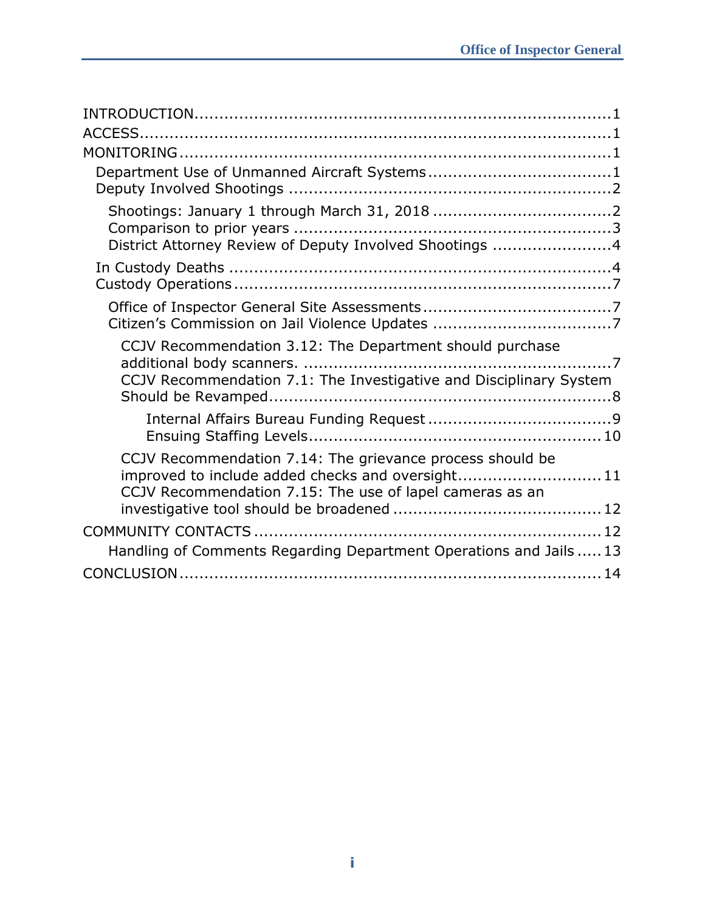INTRODUCTION ..... 1
ACCESS ..... 1
MONITORING ..... 1
- Department Use of Unmanned Aircraft Systems ..... 1
- Deputy Involved Shootings ..... 2
  - Shootings: January 1 through March 31, 2018 ..... 2
  - Comparison to prior years ..... 3
  - District Attorney Review of Deputy Involved Shootings ..... 4
- In Custody Deaths ..... 4
- Custody Operations ..... 7
  - Office of Inspector General Site Assessments ..... 7
  - Citizen's Commission on Jail Violence Updates ..... 7
    - CCJV Recommendation 3.12: The Department should purchase additional body scanners. ..... 7
    - CCJV Recommendation 7.1: The Investigative and Disciplinary System Should be Revamped ..... 8
      - Internal Affairs Bureau Funding Request ..... 9
      - Ensuing Staffing Levels ..... 10
    - CCJV Recommendation 7.14: The grievance process should be improved to include added checks and oversight ..... 11
    - CCJV Recommendation 7.15: The use of lapel cameras as an investigative tool should be broadened ..... 12

COMMUNITY CONTACTS ..... 12
- Handling of Comments Regarding Department Operations and Jails ..... 13

CONCLUSION ..... 14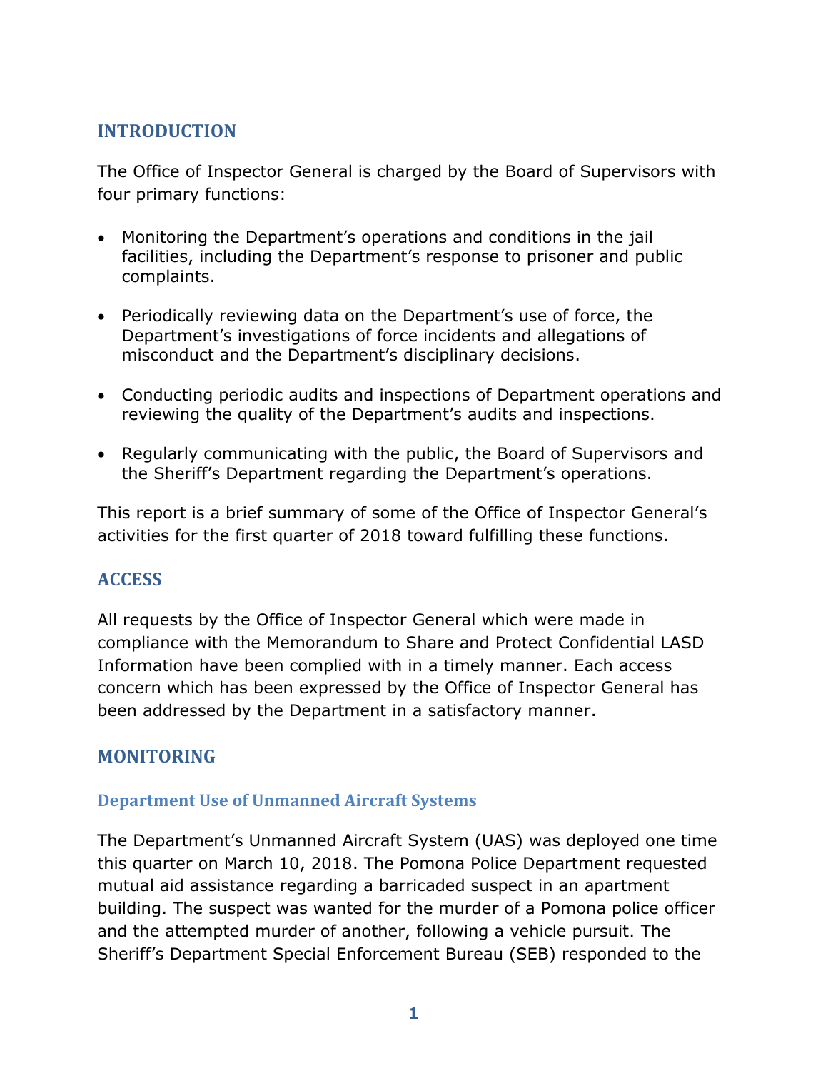## INTRODUCTION

The Office of Inspector General is charged by the Board of Supervisors with four primary functions:

- Monitoring the Department's operations and conditions in the jail facilities, including the Department's response to prisoner and public complaints.
- Periodically reviewing data on the Department's use of force, the Department's investigations of force incidents and allegations of misconduct and the Department's disciplinary decisions.
- Conducting periodic audits and inspections of Department operations and reviewing the quality of the Department's audits and inspections.
- Regularly communicating with the public, the Board of Supervisors and the Sheriff's Department regarding the Department's operations.

This report is a brief summary of some of the Office of Inspector General's activities for the first quarter of 2018 toward fulfilling these functions.

## ACCESS

All requests by the Office of Inspector General which were made in compliance with the Memorandum to Share and Protect Confidential LASD Information have been complied with in a timely manner. Each access concern which has been expressed by the Office of Inspector General has been addressed by the Department in a satisfactory manner.

## MONITORING

### Department Use of Unmanned Aircraft Systems

The Department's Unmanned Aircraft System (UAS) was deployed one time this quarter on March 10, 2018. The Pomona Police Department requested mutual aid assistance regarding a barricaded suspect in an apartment building. The suspect was wanted for the murder of a Pomona police officer and the attempted murder of another, following a vehicle pursuit. The Sheriff's Department Special Enforcement Bureau (SEB) responded to the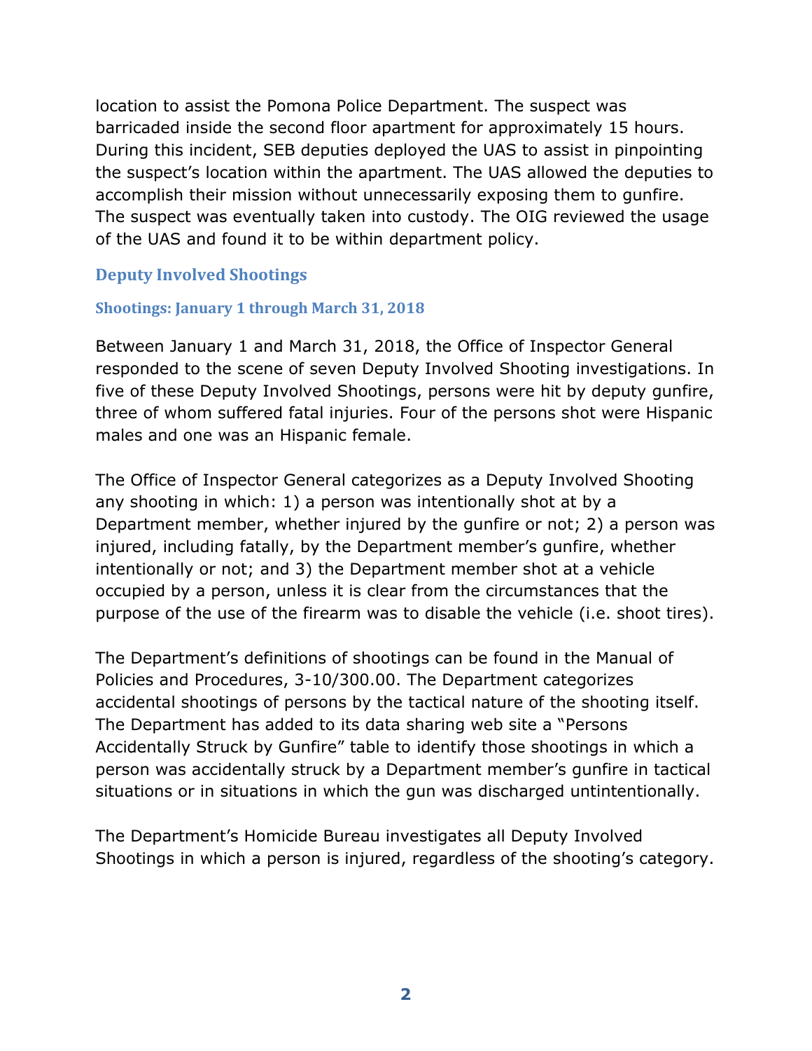location to assist the Pomona Police Department. The suspect was barricaded inside the second floor apartment for approximately 15 hours. During this incident, SEB deputies deployed the UAS to assist in pinpointing the suspect's location within the apartment. The UAS allowed the deputies to accomplish their mission without unnecessarily exposing them to gunfire. The suspect was eventually taken into custody. The OIG reviewed the usage of the UAS and found it to be within department policy.

## Deputy Involved Shootings

### Shootings: January 1 through March 31, 2018

Between January 1 and March 31, 2018, the Office of Inspector General responded to the scene of seven Deputy Involved Shooting investigations. In five of these Deputy Involved Shootings, persons were hit by deputy gunfire, three of whom suffered fatal injuries. Four of the persons shot were Hispanic males and one was an Hispanic female.

The Office of Inspector General categorizes as a Deputy Involved Shooting any shooting in which: 1) a person was intentionally shot at by a Department member, whether injured by the gunfire or not; 2) a person was injured, including fatally, by the Department member's gunfire, whether intentionally or not; and 3) the Department member shot at a vehicle occupied by a person, unless it is clear from the circumstances that the purpose of the use of the firearm was to disable the vehicle (i.e. shoot tires).

The Department's definitions of shootings can be found in the Manual of Policies and Procedures, 3-10/300.00. The Department categorizes accidental shootings of persons by the tactical nature of the shooting itself. The Department has added to its data sharing web site a "Persons Accidentally Struck by Gunfire" table to identify those shootings in which a person was accidentally struck by a Department member's gunfire in tactical situations or in situations in which the gun was discharged untintentionally.

The Department's Homicide Bureau investigates all Deputy Involved Shootings in which a person is injured, regardless of the shooting's category.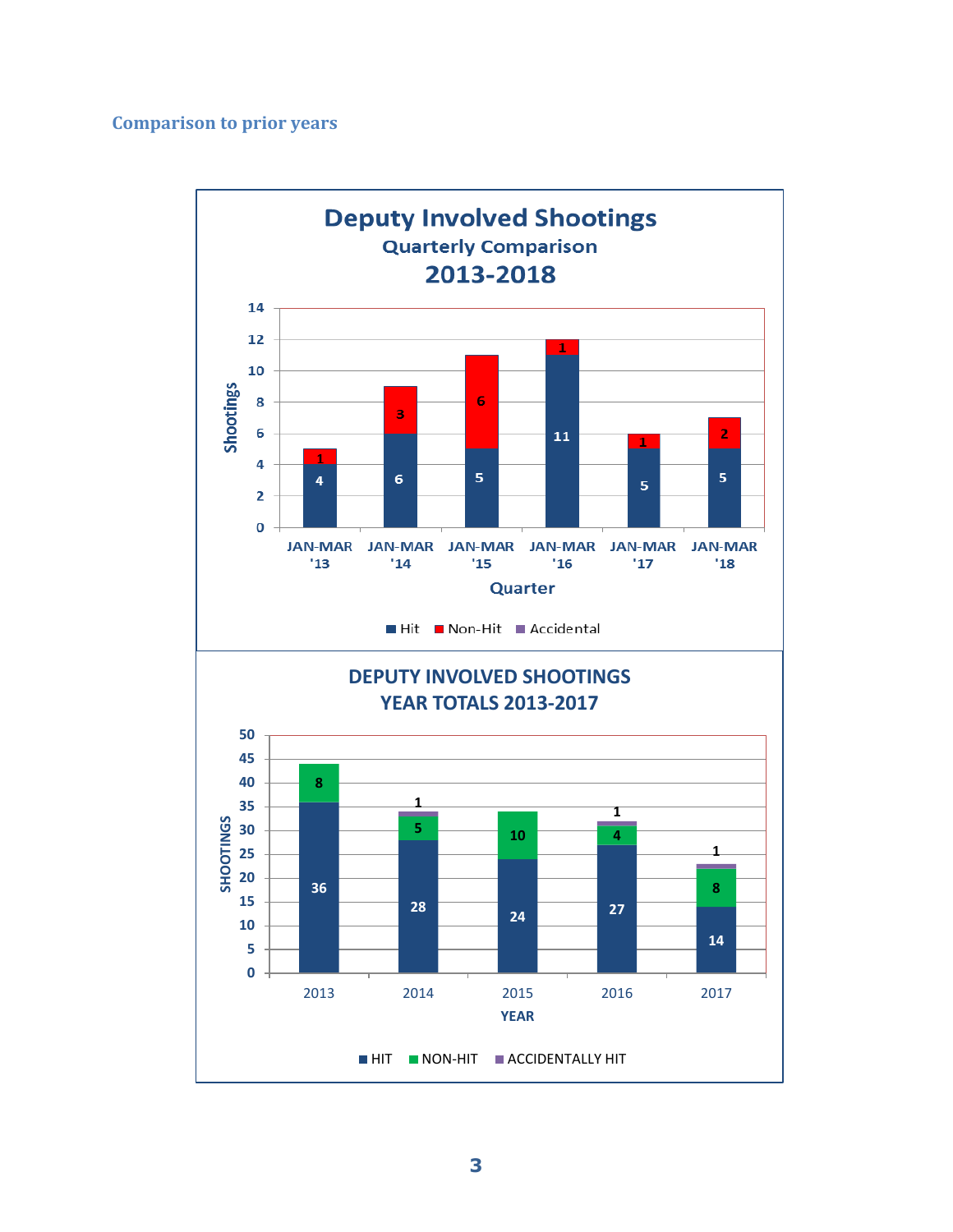## Comparison to prior years

**Deputy Involved Shootings**
**Quarterly Comparison**
**2013-2018**

| Quarter | Hit | Non-Hit | Accidental |
| --- | --- | --- | --- |
| JAN-MAR '13 | 4 | 1 | |
| JAN-MAR '14 | 6 | 3 | |
| JAN-MAR '15 | 5 | 6 | |
| JAN-MAR '16 | 11 | 1 | |
| JAN-MAR '17 | 5 | 1 | |
| JAN-MAR '18 | 5 | 2 | |

**DEPUTY INVOLVED SHOOTINGS**
**YEAR TOTALS 2013-2017**

| YEAR | HIT | NON-HIT | ACCIDENTALLY HIT |
| --- | --- | --- | --- |
| 2013 | 36 | 8 | |
| 2014 | 28 | 5 | 1 |
| 2015 | 24 | 10 | |
| 2016 | 27 | 4 | 1 |
| 2017 | 14 | 8 | 1 |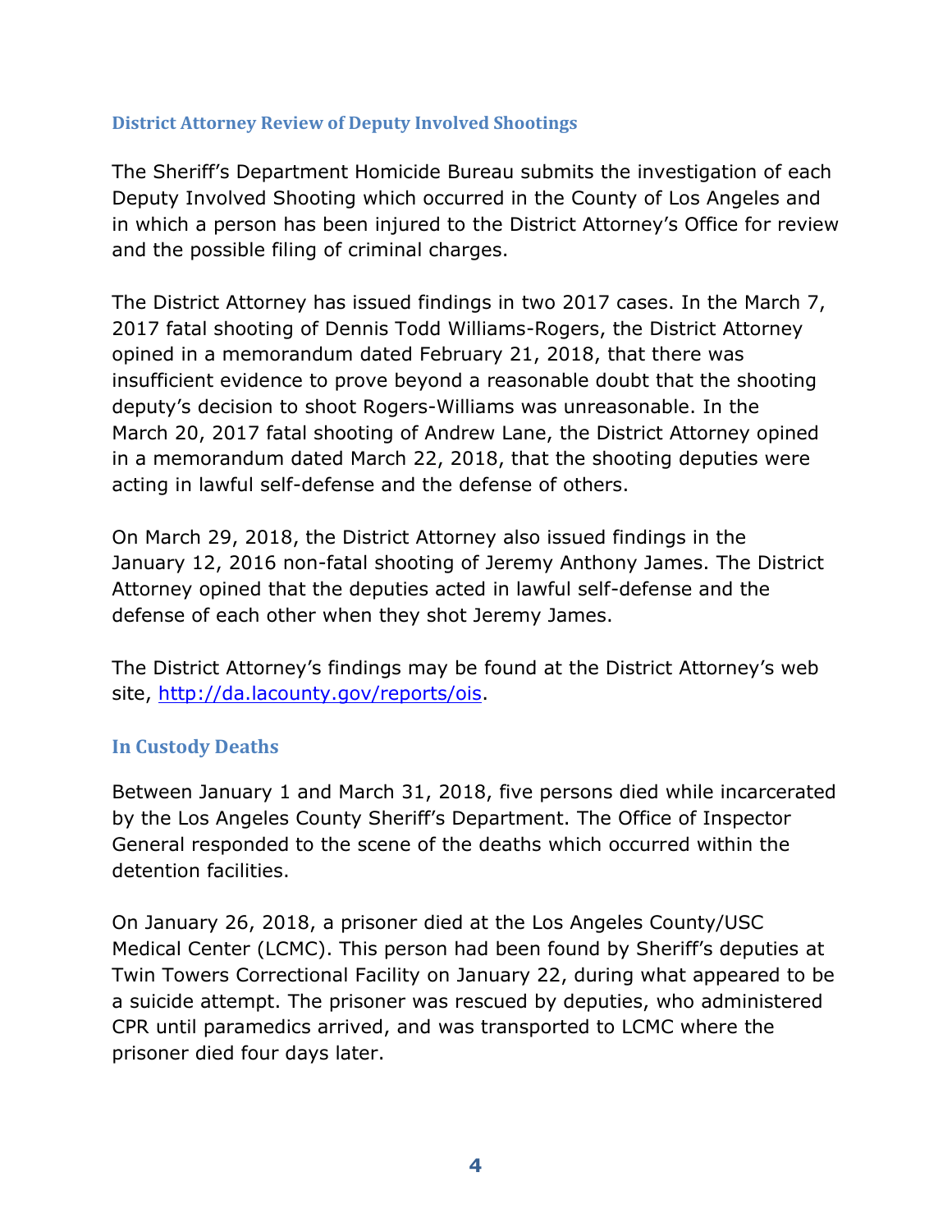## District Attorney Review of Deputy Involved Shootings

The Sheriff's Department Homicide Bureau submits the investigation of each Deputy Involved Shooting which occurred in the County of Los Angeles and in which a person has been injured to the District Attorney's Office for review and the possible filing of criminal charges.

The District Attorney has issued findings in two 2017 cases. In the March 7, 2017 fatal shooting of Dennis Todd Williams-Rogers, the District Attorney opined in a memorandum dated February 21, 2018, that there was insufficient evidence to prove beyond a reasonable doubt that the shooting deputy's decision to shoot Rogers-Williams was unreasonable. In the March 20, 2017 fatal shooting of Andrew Lane, the District Attorney opined in a memorandum dated March 22, 2018, that the shooting deputies were acting in lawful self-defense and the defense of others.

On March 29, 2018, the District Attorney also issued findings in the January 12, 2016 non-fatal shooting of Jeremy Anthony James. The District Attorney opined that the deputies acted in lawful self-defense and the defense of each other when they shot Jeremy James.

The District Attorney's findings may be found at the District Attorney's web site, http://da.lacounty.gov/reports/ois.

## In Custody Deaths

Between January 1 and March 31, 2018, five persons died while incarcerated by the Los Angeles County Sheriff's Department. The Office of Inspector General responded to the scene of the deaths which occurred within the detention facilities.

On January 26, 2018, a prisoner died at the Los Angeles County/USC Medical Center (LCMC). This person had been found by Sheriff's deputies at Twin Towers Correctional Facility on January 22, during what appeared to be a suicide attempt. The prisoner was rescued by deputies, who administered CPR until paramedics arrived, and was transported to LCMC where the prisoner died four days later.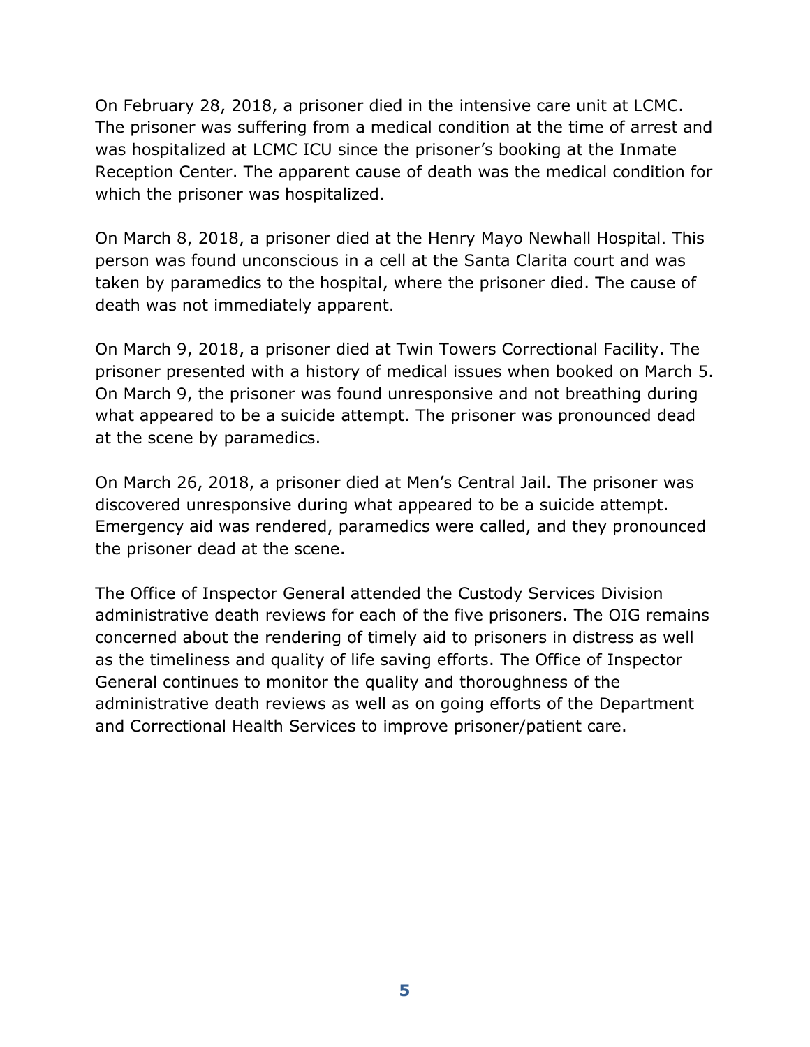On February 28, 2018, a prisoner died in the intensive care unit at LCMC. The prisoner was suffering from a medical condition at the time of arrest and was hospitalized at LCMC ICU since the prisoner's booking at the Inmate Reception Center. The apparent cause of death was the medical condition for which the prisoner was hospitalized.

On March 8, 2018, a prisoner died at the Henry Mayo Newhall Hospital. This person was found unconscious in a cell at the Santa Clarita court and was taken by paramedics to the hospital, where the prisoner died. The cause of death was not immediately apparent.

On March 9, 2018, a prisoner died at Twin Towers Correctional Facility. The prisoner presented with a history of medical issues when booked on March 5. On March 9, the prisoner was found unresponsive and not breathing during what appeared to be a suicide attempt. The prisoner was pronounced dead at the scene by paramedics.

On March 26, 2018, a prisoner died at Men's Central Jail. The prisoner was discovered unresponsive during what appeared to be a suicide attempt. Emergency aid was rendered, paramedics were called, and they pronounced the prisoner dead at the scene.

The Office of Inspector General attended the Custody Services Division administrative death reviews for each of the five prisoners. The OIG remains concerned about the rendering of timely aid to prisoners in distress as well as the timeliness and quality of life saving efforts. The Office of Inspector General continues to monitor the quality and thoroughness of the administrative death reviews as well as on going efforts of the Department and Correctional Health Services to improve prisoner/patient care.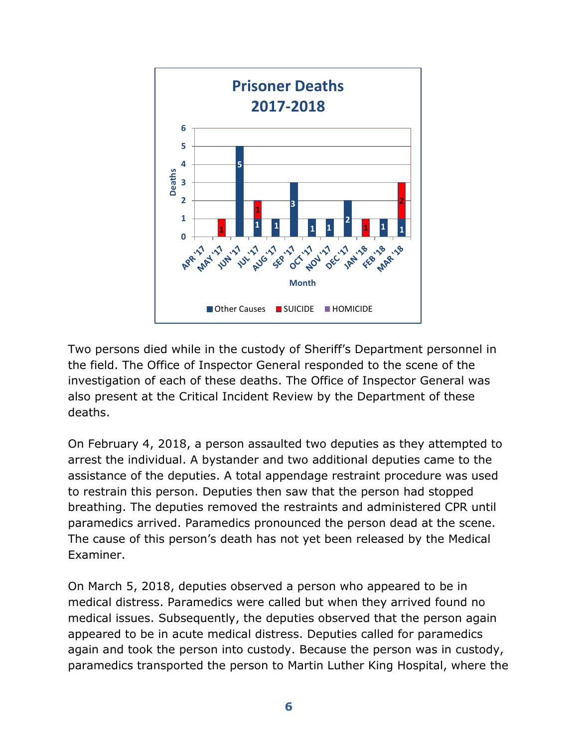## Prisoner Deaths 2017-2018

| Month | Other Causes | SUICIDE | HOMICIDE |
|---|---|---|---|
| APR '17 | | | |
| MAY '17 | | 1 | |
| JUN '17 | 5 | | |
| JUL '17 | 1 | 1 | |
| AUG '17 | 1 | | |
| SEP '17 | 3 | | |
| OCT '17 | 1 | | |
| NOV '17 | 1 | | |
| DEC '17 | 2 | | |
| JAN '18 | | 1 | |
| FEB '18 | 1 | | |
| MAR '18 | 1 | 2 | |

Two persons died while in the custody of Sheriff's Department personnel in the field. The Office of Inspector General responded to the scene of the investigation of each of these deaths. The Office of Inspector General was also present at the Critical Incident Review by the Department of these deaths.

On February 4, 2018, a person assaulted two deputies as they attempted to arrest the individual. A bystander and two additional deputies came to the assistance of the deputies. A total appendage restraint procedure was used to restrain this person. Deputies then saw that the person had stopped breathing. The deputies removed the restraints and administered CPR until paramedics arrived. Paramedics pronounced the person dead at the scene. The cause of this person's death has not yet been released by the Medical Examiner.

On March 5, 2018, deputies observed a person who appeared to be in medical distress. Paramedics were called but when they arrived found no medical issues. Subsequently, the deputies observed that the person again appeared to be in acute medical distress. Deputies called for paramedics again and took the person into custody. Because the person was in custody, paramedics transported the person to Martin Luther King Hospital, where the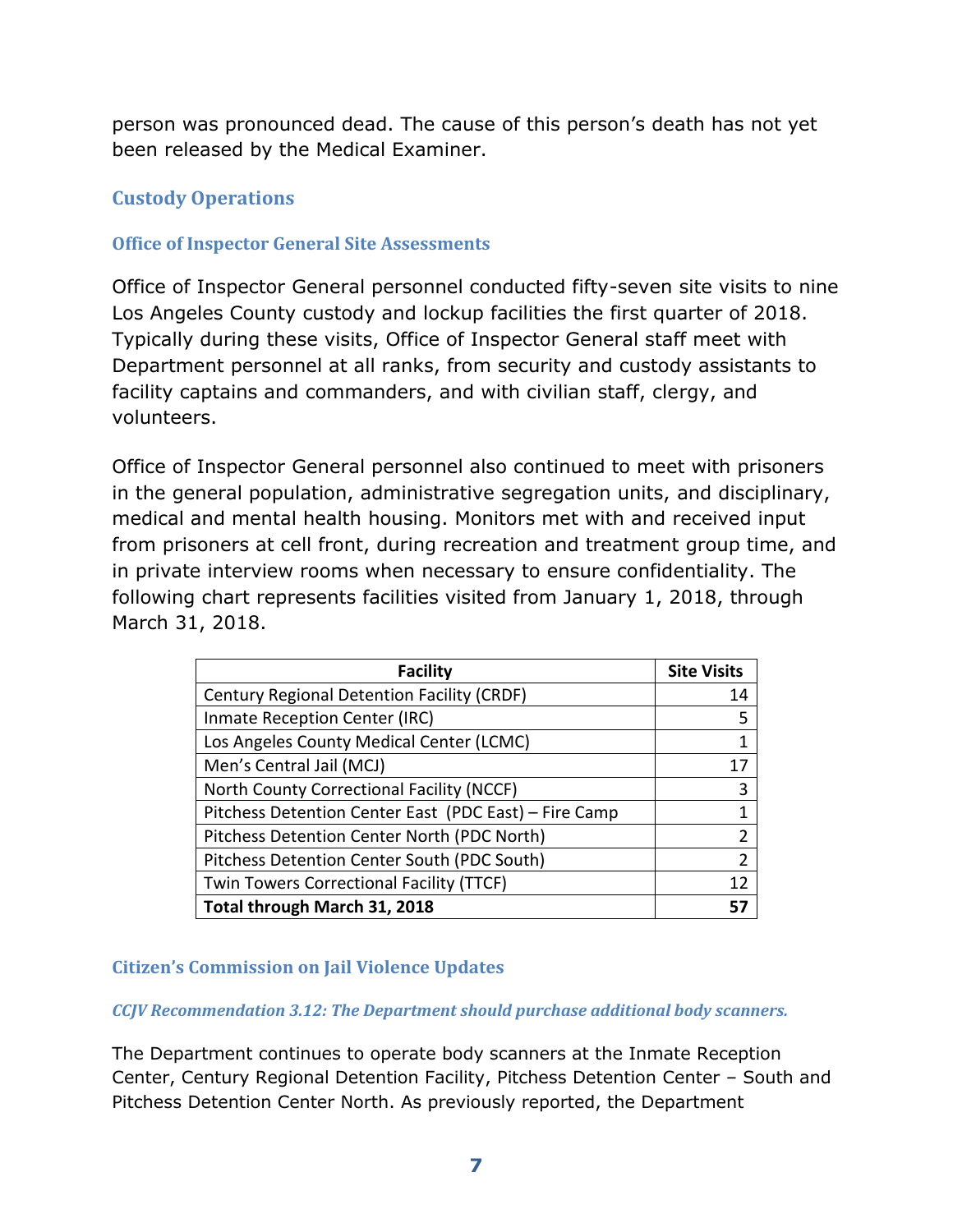person was pronounced dead. The cause of this person's death has not yet been released by the Medical Examiner.

## Custody Operations

### Office of Inspector General Site Assessments

Office of Inspector General personnel conducted fifty-seven site visits to nine Los Angeles County custody and lockup facilities the first quarter of 2018. Typically during these visits, Office of Inspector General staff meet with Department personnel at all ranks, from security and custody assistants to facility captains and commanders, and with civilian staff, clergy, and volunteers.

Office of Inspector General personnel also continued to meet with prisoners in the general population, administrative segregation units, and disciplinary, medical and mental health housing. Monitors met with and received input from prisoners at cell front, during recreation and treatment group time, and in private interview rooms when necessary to ensure confidentiality. The following chart represents facilities visited from January 1, 2018, through March 31, 2018.

| Facility | Site Visits |
|---|---|
| Century Regional Detention Facility (CRDF) | 14 |
| Inmate Reception Center (IRC) | 5 |
| Los Angeles County Medical Center (LCMC) | 1 |
| Men's Central Jail (MCJ) | 17 |
| North County Correctional Facility (NCCF) | 3 |
| Pitchess Detention Center East (PDC East) – Fire Camp | 1 |
| Pitchess Detention Center North (PDC North) | 2 |
| Pitchess Detention Center South (PDC South) | 2 |
| Twin Towers Correctional Facility (TTCF) | 12 |
| **Total through March 31, 2018** | **57** |

### Citizen's Commission on Jail Violence Updates

***CCJV Recommendation 3.12: The Department should purchase additional body scanners.***

The Department continues to operate body scanners at the Inmate Reception Center, Century Regional Detention Facility, Pitchess Detention Center – South and Pitchess Detention Center North. As previously reported, the Department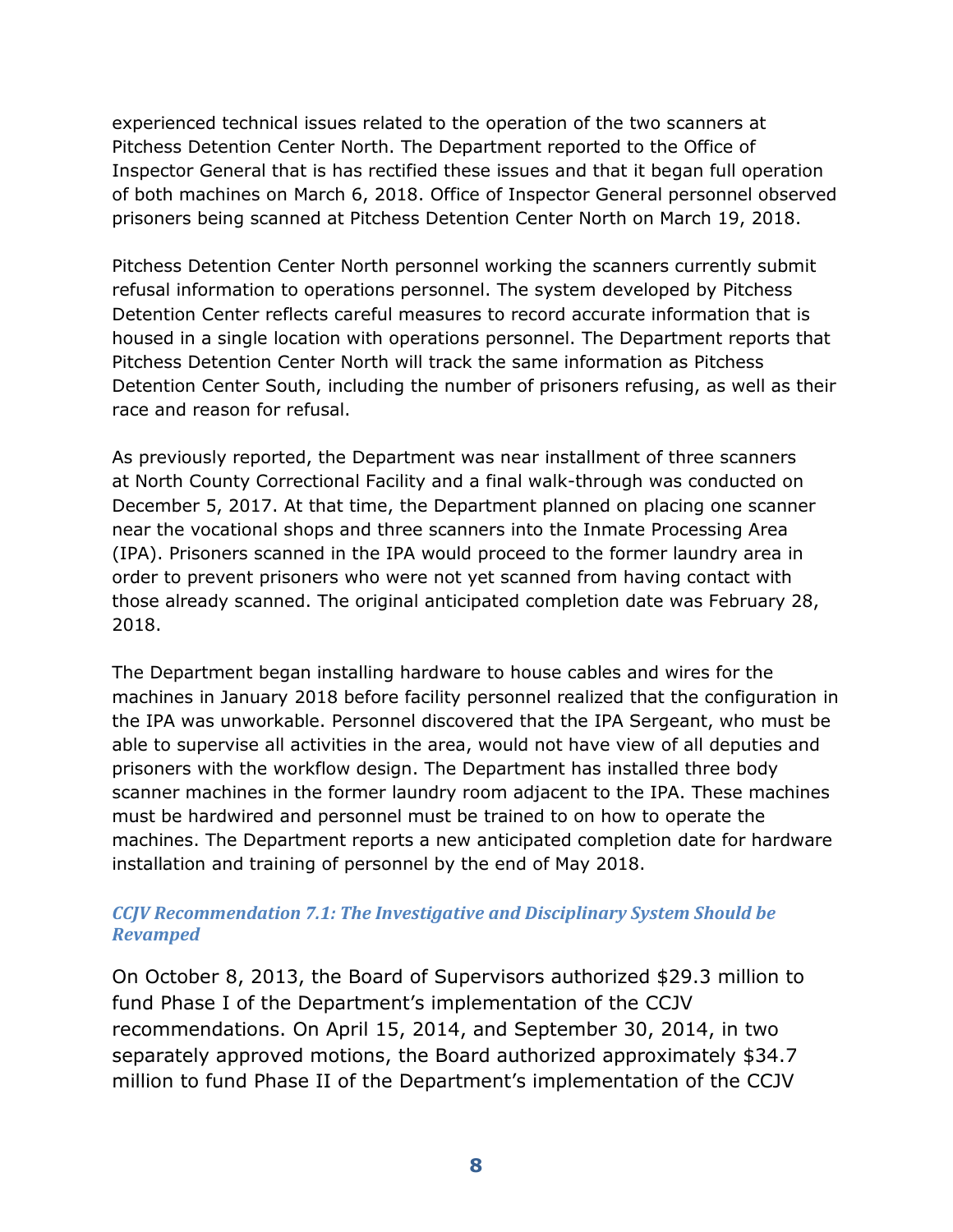experienced technical issues related to the operation of the two scanners at Pitchess Detention Center North. The Department reported to the Office of Inspector General that is has rectified these issues and that it began full operation of both machines on March 6, 2018. Office of Inspector General personnel observed prisoners being scanned at Pitchess Detention Center North on March 19, 2018.

Pitchess Detention Center North personnel working the scanners currently submit refusal information to operations personnel. The system developed by Pitchess Detention Center reflects careful measures to record accurate information that is housed in a single location with operations personnel. The Department reports that Pitchess Detention Center North will track the same information as Pitchess Detention Center South, including the number of prisoners refusing, as well as their race and reason for refusal.

As previously reported, the Department was near installment of three scanners at North County Correctional Facility and a final walk-through was conducted on December 5, 2017. At that time, the Department planned on placing one scanner near the vocational shops and three scanners into the Inmate Processing Area (IPA). Prisoners scanned in the IPA would proceed to the former laundry area in order to prevent prisoners who were not yet scanned from having contact with those already scanned. The original anticipated completion date was February 28, 2018.

The Department began installing hardware to house cables and wires for the machines in January 2018 before facility personnel realized that the configuration in the IPA was unworkable. Personnel discovered that the IPA Sergeant, who must be able to supervise all activities in the area, would not have view of all deputies and prisoners with the workflow design. The Department has installed three body scanner machines in the former laundry room adjacent to the IPA. These machines must be hardwired and personnel must be trained to on how to operate the machines. The Department reports a new anticipated completion date for hardware installation and training of personnel by the end of May 2018.

### *CCJV Recommendation 7.1: The Investigative and Disciplinary System Should be Revamped*

On October 8, 2013, the Board of Supervisors authorized $29.3 million to fund Phase I of the Department's implementation of the CCJV recommendations. On April 15, 2014, and September 30, 2014, in two separately approved motions, the Board authorized approximately $34.7 million to fund Phase II of the Department's implementation of the CCJV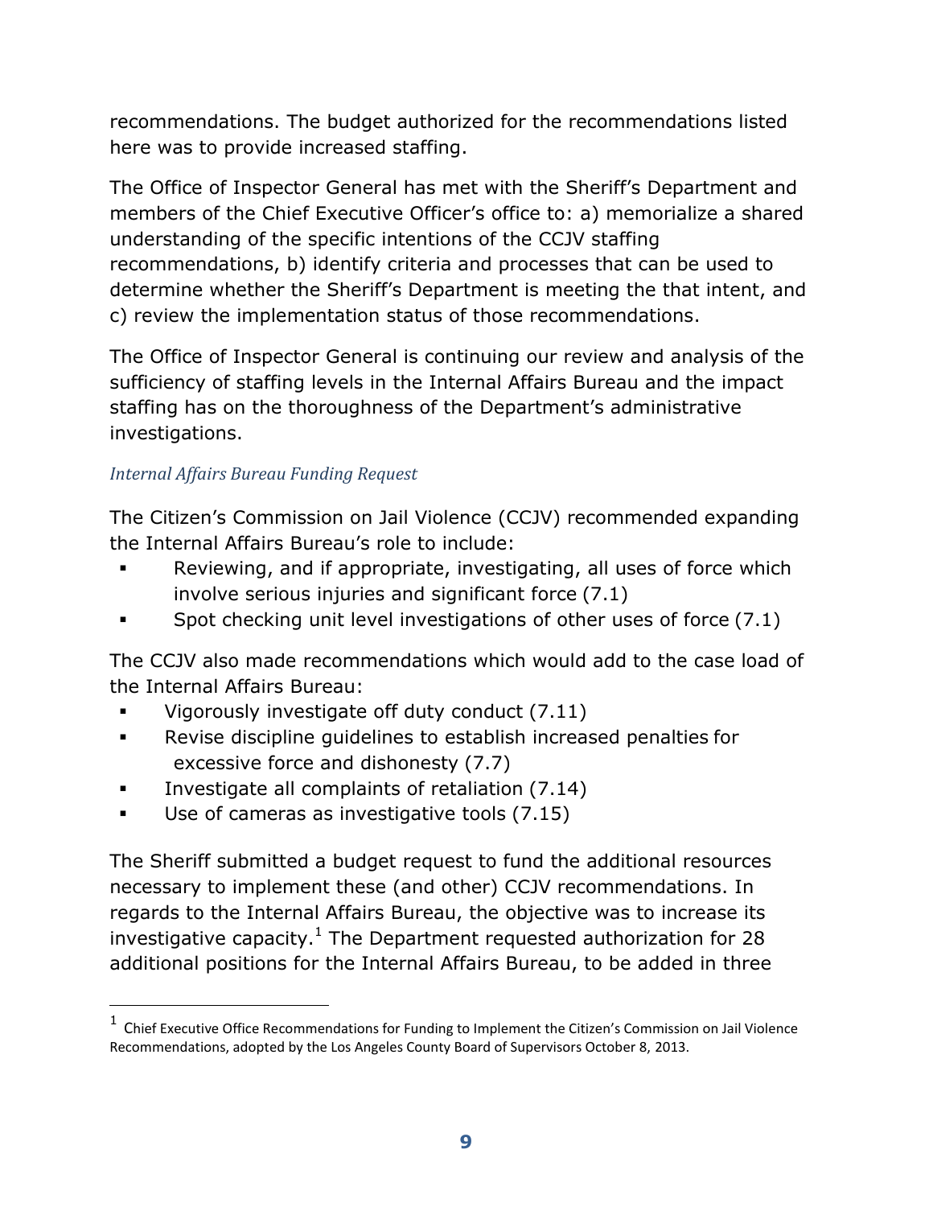recommendations. The budget authorized for the recommendations listed here was to provide increased staffing.

The Office of Inspector General has met with the Sheriff's Department and members of the Chief Executive Officer's office to: a) memorialize a shared understanding of the specific intentions of the CCJV staffing recommendations, b) identify criteria and processes that can be used to determine whether the Sheriff's Department is meeting the that intent, and c) review the implementation status of those recommendations.

The Office of Inspector General is continuing our review and analysis of the sufficiency of staffing levels in the Internal Affairs Bureau and the impact staffing has on the thoroughness of the Department's administrative investigations.

*Internal Affairs Bureau Funding Request*

The Citizen's Commission on Jail Violence (CCJV) recommended expanding the Internal Affairs Bureau's role to include:

- Reviewing, and if appropriate, investigating, all uses of force which involve serious injuries and significant force (7.1)
- Spot checking unit level investigations of other uses of force (7.1)

The CCJV also made recommendations which would add to the case load of the Internal Affairs Bureau:

- Vigorously investigate off duty conduct (7.11)
- Revise discipline guidelines to establish increased penalties for excessive force and dishonesty (7.7)
- Investigate all complaints of retaliation (7.14)
- Use of cameras as investigative tools (7.15)

The Sheriff submitted a budget request to fund the additional resources necessary to implement these (and other) CCJV recommendations. In regards to the Internal Affairs Bureau, the objective was to increase its investigative capacity.[1] The Department requested authorization for 28 additional positions for the Internal Affairs Bureau, to be added in three

[1] Chief Executive Office Recommendations for Funding to Implement the Citizen's Commission on Jail Violence Recommendations, adopted by the Los Angeles County Board of Supervisors October 8, 2013.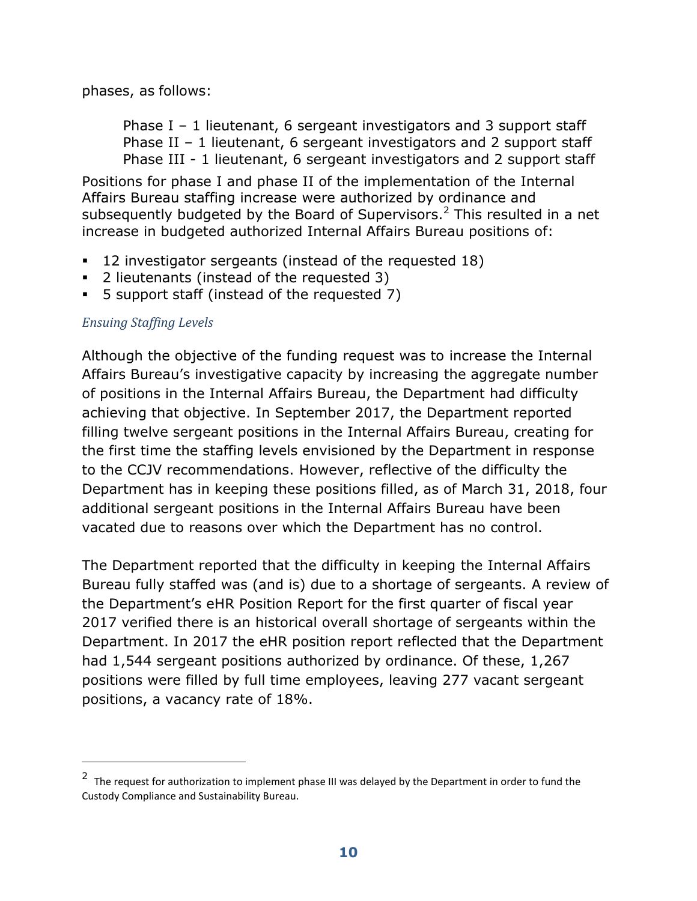phases, as follows:

Phase I – 1 lieutenant, 6 sergeant investigators and 3 support staff
Phase II – 1 lieutenant, 6 sergeant investigators and 2 support staff
Phase III - 1 lieutenant, 6 sergeant investigators and 2 support staff

Positions for phase I and phase II of the implementation of the Internal Affairs Bureau staffing increase were authorized by ordinance and subsequently budgeted by the Board of Supervisors.[2] This resulted in a net increase in budgeted authorized Internal Affairs Bureau positions of:

- 12 investigator sergeants (instead of the requested 18)
- 2 lieutenants (instead of the requested 3)
- 5 support staff (instead of the requested 7)

*Ensuing Staffing Levels*

Although the objective of the funding request was to increase the Internal Affairs Bureau's investigative capacity by increasing the aggregate number of positions in the Internal Affairs Bureau, the Department had difficulty achieving that objective. In September 2017, the Department reported filling twelve sergeant positions in the Internal Affairs Bureau, creating for the first time the staffing levels envisioned by the Department in response to the CCJV recommendations. However, reflective of the difficulty the Department has in keeping these positions filled, as of March 31, 2018, four additional sergeant positions in the Internal Affairs Bureau have been vacated due to reasons over which the Department has no control.

The Department reported that the difficulty in keeping the Internal Affairs Bureau fully staffed was (and is) due to a shortage of sergeants. A review of the Department's eHR Position Report for the first quarter of fiscal year 2017 verified there is an historical overall shortage of sergeants within the Department. In 2017 the eHR position report reflected that the Department had 1,544 sergeant positions authorized by ordinance. Of these, 1,267 positions were filled by full time employees, leaving 277 vacant sergeant positions, a vacancy rate of 18%.

[2] The request for authorization to implement phase III was delayed by the Department in order to fund the Custody Compliance and Sustainability Bureau.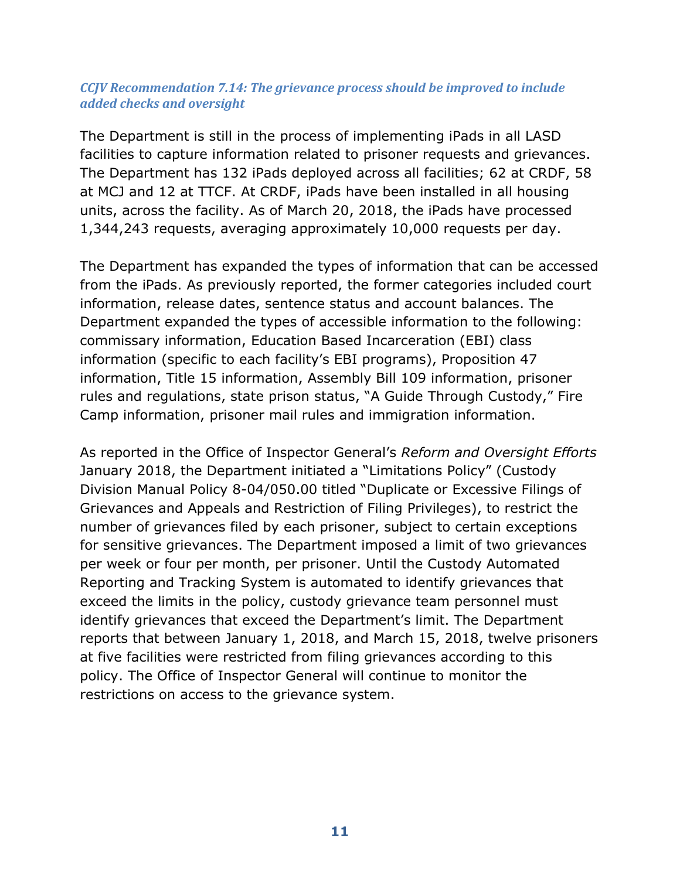### *CCJV Recommendation 7.14: The grievance process should be improved to include added checks and oversight*

The Department is still in the process of implementing iPads in all LASD facilities to capture information related to prisoner requests and grievances. The Department has 132 iPads deployed across all facilities; 62 at CRDF, 58 at MCJ and 12 at TTCF. At CRDF, iPads have been installed in all housing units, across the facility. As of March 20, 2018, the iPads have processed 1,344,243 requests, averaging approximately 10,000 requests per day.

The Department has expanded the types of information that can be accessed from the iPads. As previously reported, the former categories included court information, release dates, sentence status and account balances. The Department expanded the types of accessible information to the following: commissary information, Education Based Incarceration (EBI) class information (specific to each facility's EBI programs), Proposition 47 information, Title 15 information, Assembly Bill 109 information, prisoner rules and regulations, state prison status, "A Guide Through Custody," Fire Camp information, prisoner mail rules and immigration information.

As reported in the Office of Inspector General's *Reform and Oversight Efforts* January 2018, the Department initiated a "Limitations Policy" (Custody Division Manual Policy 8-04/050.00 titled "Duplicate or Excessive Filings of Grievances and Appeals and Restriction of Filing Privileges), to restrict the number of grievances filed by each prisoner, subject to certain exceptions for sensitive grievances. The Department imposed a limit of two grievances per week or four per month, per prisoner. Until the Custody Automated Reporting and Tracking System is automated to identify grievances that exceed the limits in the policy, custody grievance team personnel must identify grievances that exceed the Department's limit. The Department reports that between January 1, 2018, and March 15, 2018, twelve prisoners at five facilities were restricted from filing grievances according to this policy. The Office of Inspector General will continue to monitor the restrictions on access to the grievance system.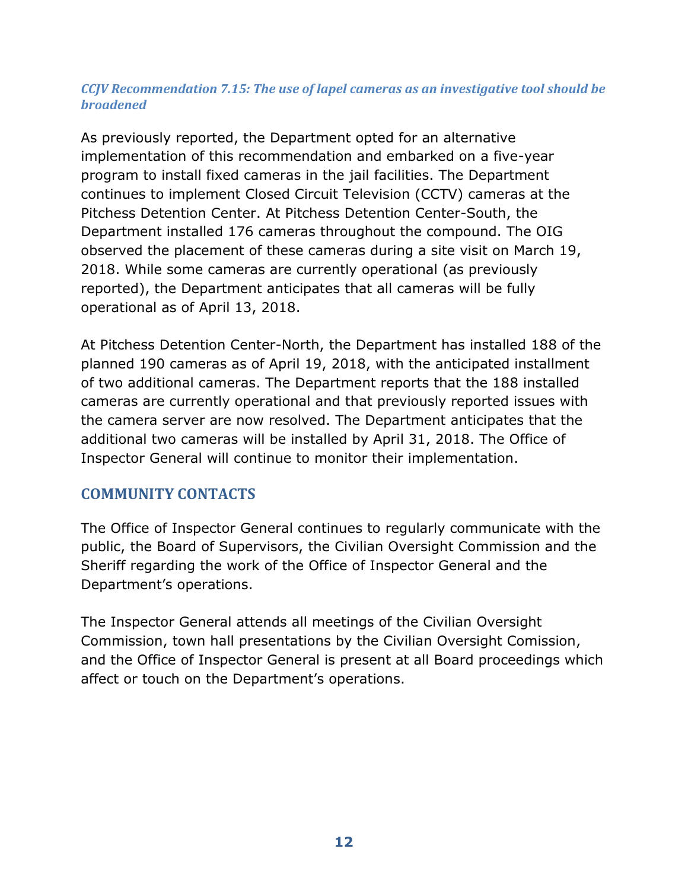### *CCJV Recommendation 7.15: The use of lapel cameras as an investigative tool should be broadened*

As previously reported, the Department opted for an alternative implementation of this recommendation and embarked on a five-year program to install fixed cameras in the jail facilities. The Department continues to implement Closed Circuit Television (CCTV) cameras at the Pitchess Detention Center. At Pitchess Detention Center-South, the Department installed 176 cameras throughout the compound. The OIG observed the placement of these cameras during a site visit on March 19, 2018. While some cameras are currently operational (as previously reported), the Department anticipates that all cameras will be fully operational as of April 13, 2018.

At Pitchess Detention Center-North, the Department has installed 188 of the planned 190 cameras as of April 19, 2018, with the anticipated installment of two additional cameras. The Department reports that the 188 installed cameras are currently operational and that previously reported issues with the camera server are now resolved. The Department anticipates that the additional two cameras will be installed by April 31, 2018. The Office of Inspector General will continue to monitor their implementation.

## COMMUNITY CONTACTS

The Office of Inspector General continues to regularly communicate with the public, the Board of Supervisors, the Civilian Oversight Commission and the Sheriff regarding the work of the Office of Inspector General and the Department's operations.

The Inspector General attends all meetings of the Civilian Oversight Commission, town hall presentations by the Civilian Oversight Comission, and the Office of Inspector General is present at all Board proceedings which affect or touch on the Department's operations.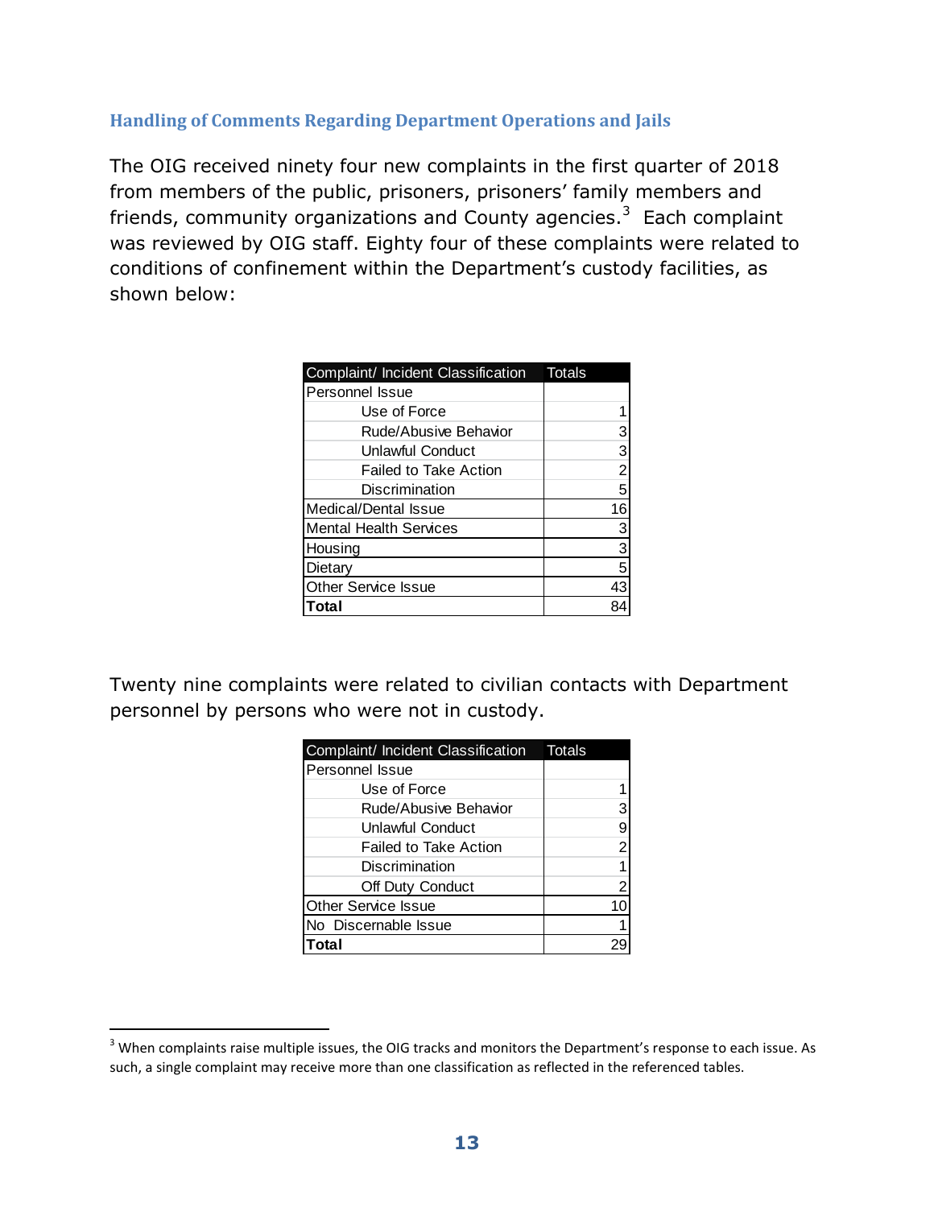### Handling of Comments Regarding Department Operations and Jails

The OIG received ninety four new complaints in the first quarter of 2018 from members of the public, prisoners, prisoners' family members and friends, community organizations and County agencies.[3] Each complaint was reviewed by OIG staff. Eighty four of these complaints were related to conditions of confinement within the Department's custody facilities, as shown below:

| Complaint/ Incident Classification | Totals |
| --- | --- |
| Personnel Issue | |
| Use of Force | 1 |
| Rude/Abusive Behavior | 3 |
| Unlawful Conduct | 3 |
| Failed to Take Action | 2 |
| Discrimination | 5 |
| Medical/Dental Issue | 16 |
| Mental Health Services | 3 |
| Housing | 3 |
| Dietary | 5 |
| Other Service Issue | 43 |
| **Total** | 84 |

Twenty nine complaints were related to civilian contacts with Department personnel by persons who were not in custody.

| Complaint/ Incident Classification | Totals |
| --- | --- |
| Personnel Issue | |
| Use of Force | 1 |
| Rude/Abusive Behavior | 3 |
| Unlawful Conduct | 9 |
| Failed to Take Action | 2 |
| Discrimination | 1 |
| Off Duty Conduct | 2 |
| Other Service Issue | 10 |
| No Discernable Issue | 1 |
| **Total** | 29 |

[3] When complaints raise multiple issues, the OIG tracks and monitors the Department's response to each issue. As such, a single complaint may receive more than one classification as reflected in the referenced tables.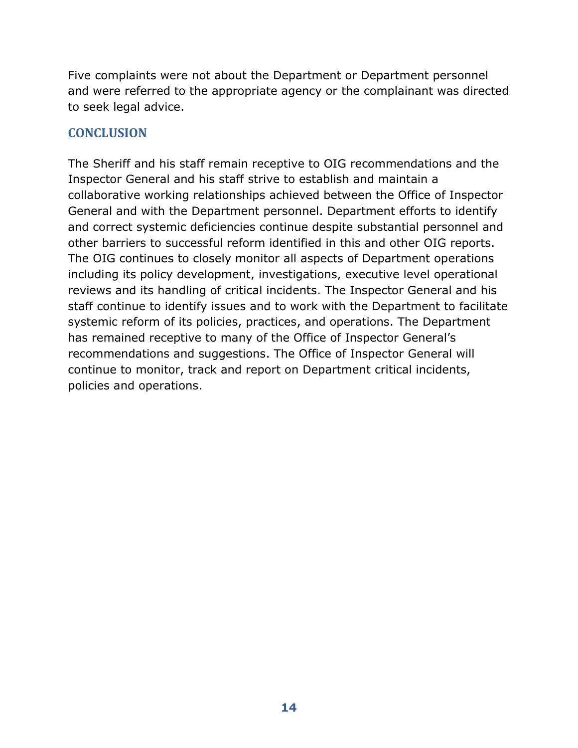Five complaints were not about the Department or Department personnel and were referred to the appropriate agency or the complainant was directed to seek legal advice.

## CONCLUSION

The Sheriff and his staff remain receptive to OIG recommendations and the Inspector General and his staff strive to establish and maintain a collaborative working relationships achieved between the Office of Inspector General and with the Department personnel. Department efforts to identify and correct systemic deficiencies continue despite substantial personnel and other barriers to successful reform identified in this and other OIG reports. The OIG continues to closely monitor all aspects of Department operations including its policy development, investigations, executive level operational reviews and its handling of critical incidents. The Inspector General and his staff continue to identify issues and to work with the Department to facilitate systemic reform of its policies, practices, and operations. The Department has remained receptive to many of the Office of Inspector General's recommendations and suggestions. The Office of Inspector General will continue to monitor, track and report on Department critical incidents, policies and operations.